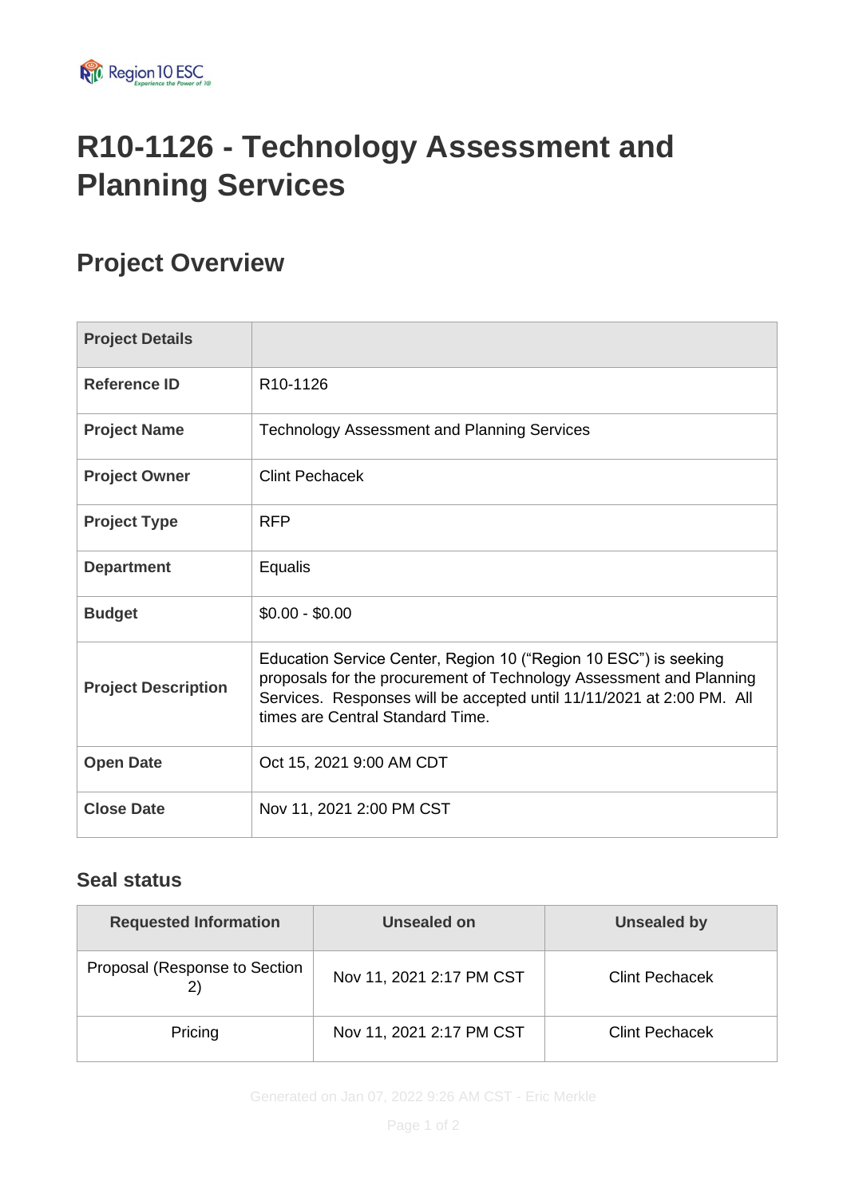# R10-1126 - Technology Assessment and Planning Services

## Project Overview

| Project Details | |
|---|---|
| **Reference ID** | R10-1126 |
| **Project Name** | Technology Assessment and Planning Services |
| **Project Owner** | Clint Pechacek |
| **Project Type** | RFP |
| **Department** | Equalis |
| **Budget** | $0.00 - $0.00 |
| **Project Description** | Education Service Center, Region 10 (“Region 10 ESC”) is seeking proposals for the procurement of Technology Assessment and Planning Services. Responses will be accepted until 11/11/2021 at 2:00 PM. All times are Central Standard Time. |
| **Open Date** | Oct 15, 2021 9:00 AM CDT |
| **Close Date** | Nov 11, 2021 2:00 PM CST |

### Seal status

| Requested Information | Unsealed on | Unsealed by |
|---|---|---|
| Proposal (Response to Section 2) | Nov 11, 2021 2:17 PM CST | Clint Pechacek |
| Pricing | Nov 11, 2021 2:17 PM CST | Clint Pechacek |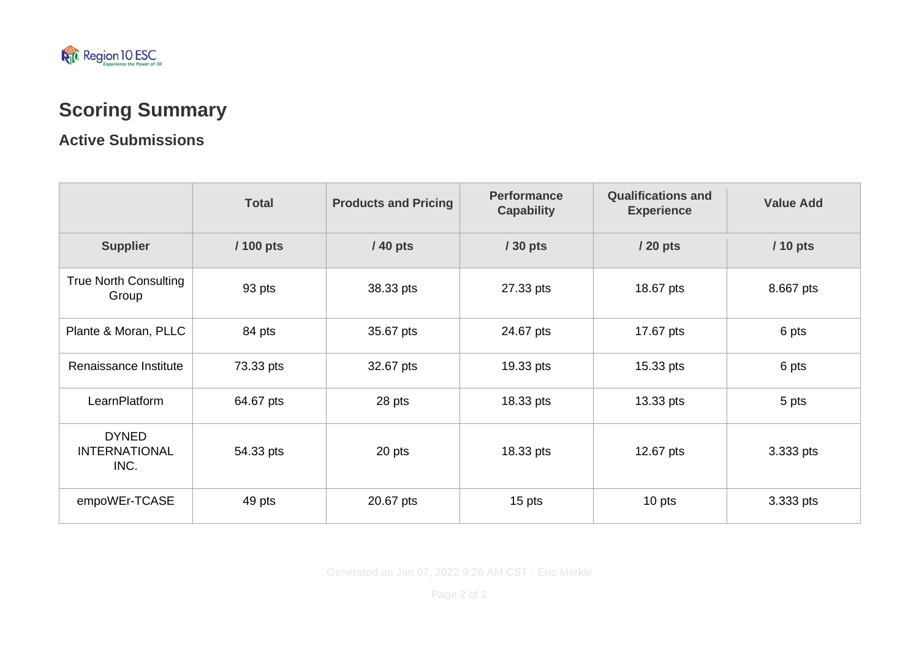# Scoring Summary

## Active Submissions

| | Total | Products and Pricing | Performance Capability | Qualifications and Experience | Value Add |
|---|---|---|---|---|---|
| **Supplier** | **/ 100 pts** | **/ 40 pts** | **/ 30 pts** | **/ 20 pts** | **/ 10 pts** |
| True North Consulting Group | 93 pts | 38.33 pts | 27.33 pts | 18.67 pts | 8.667 pts |
| Plante & Moran, PLLC | 84 pts | 35.67 pts | 24.67 pts | 17.67 pts | 6 pts |
| Renaissance Institute | 73.33 pts | 32.67 pts | 19.33 pts | 15.33 pts | 6 pts |
| LearnPlatform | 64.67 pts | 28 pts | 18.33 pts | 13.33 pts | 5 pts |
| DYNED INTERNATIONAL INC. | 54.33 pts | 20 pts | 18.33 pts | 12.67 pts | 3.333 pts |
| empoWEr-TCASE | 49 pts | 20.67 pts | 15 pts | 10 pts | 3.333 pts |

Generated on Jan 07, 2022 9:26 AM CST - Eric Merkle